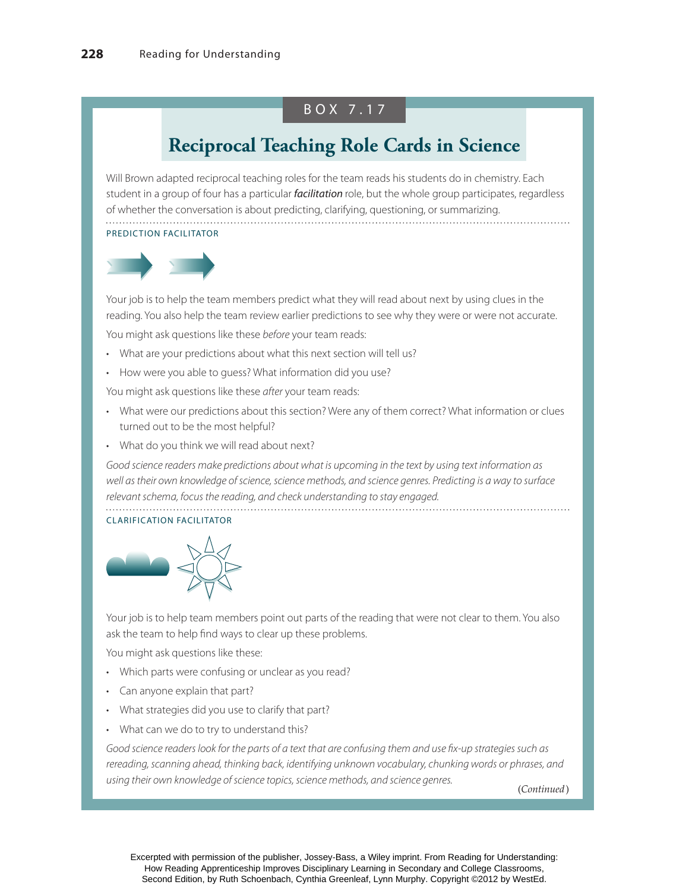BOX 7.17

## Reciprocal Teaching Role Cards in Science

Will Brown adapted reciprocal teaching roles for the team reads his students do in chemistry. Each student in a group of four has a particular ***facilitation*** role, but the whole group participates, regardless of whether the conversation is about predicting, clarifying, questioning, or summarizing.

### PREDICTION FACILITATOR

Your job is to help the team members predict what they will read about next by using clues in the reading. You also help the team review earlier predictions to see why they were or were not accurate.

You might ask questions like these *before* your team reads:

- What are your predictions about what this next section will tell us?
- How were you able to guess? What information did you use?

You might ask questions like these *after* your team reads:

- What were our predictions about this section? Were any of them correct? What information or clues turned out to be the most helpful?
- What do you think we will read about next?

*Good science readers make predictions about what is upcoming in the text by using text information as well as their own knowledge of science, science methods, and science genres. Predicting is a way to surface relevant schema, focus the reading, and check understanding to stay engaged.*

### CLARIFICATION FACILITATOR

Your job is to help team members point out parts of the reading that were not clear to them. You also ask the team to help find ways to clear up these problems.

You might ask questions like these:

- Which parts were confusing or unclear as you read?
- Can anyone explain that part?
- What strategies did you use to clarify that part?
- What can we do to try to understand this?

*Good science readers look for the parts of a text that are confusing them and use fix-up strategies such as rereading, scanning ahead, thinking back, identifying unknown vocabulary, chunking words or phrases, and using their own knowledge of science topics, science methods, and science genres.*

(*Continued*)

Excerpted with permission of the publisher, Jossey-Bass, a Wiley imprint. From Reading for Understanding: How Reading Apprenticeship Improves Disciplinary Learning in Secondary and College Classrooms, Second Edition, by Ruth Schoenbach, Cynthia Greenleaf, Lynn Murphy. Copyright ©2012 by WestEd.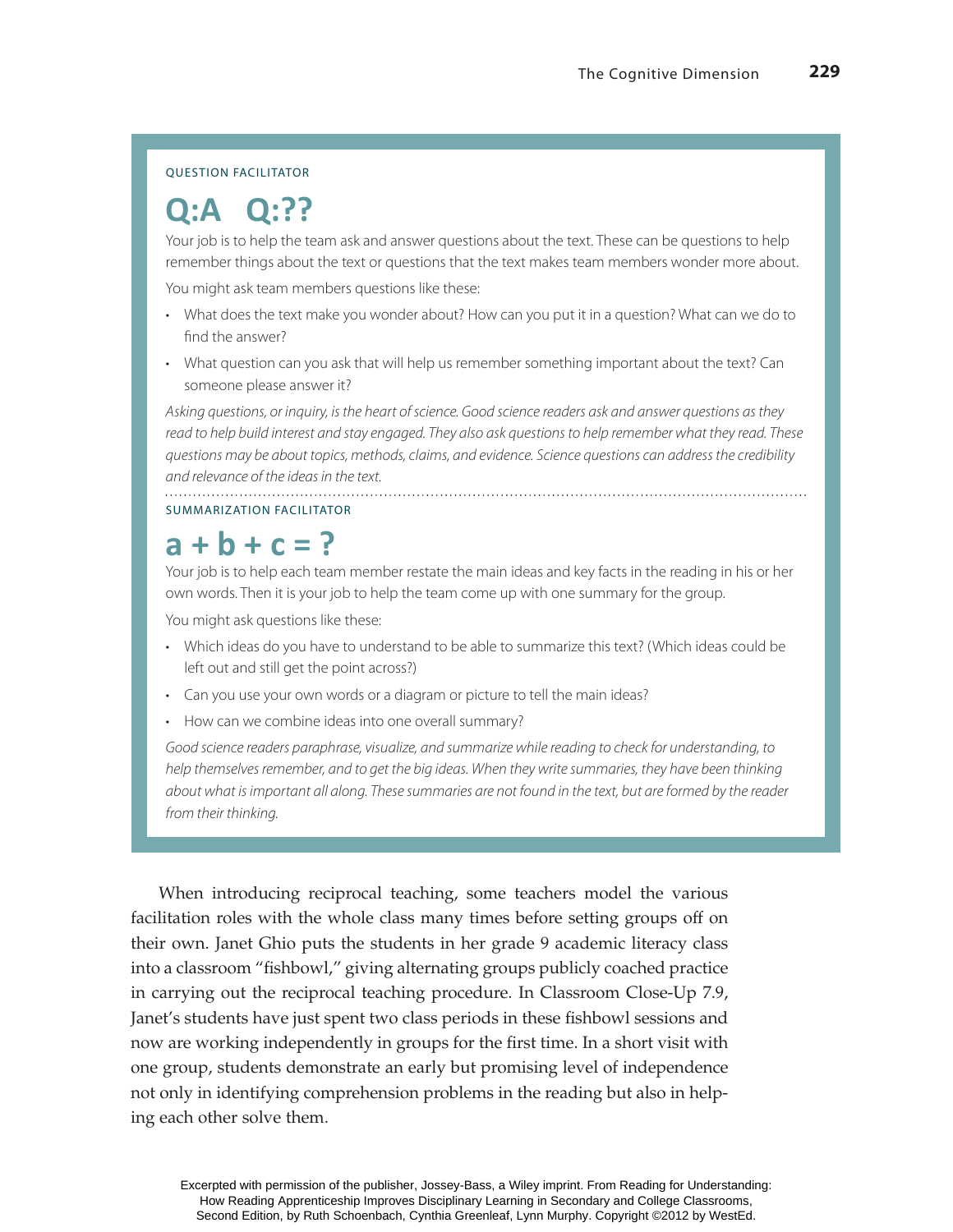QUESTION FACILITATOR

## Q:A Q:??

Your job is to help the team ask and answer questions about the text. These can be questions to help remember things about the text or questions that the text makes team members wonder more about.

You might ask team members questions like these:

- What does the text make you wonder about? How can you put it in a question? What can we do to find the answer?
- What question can you ask that will help us remember something important about the text? Can someone please answer it?

*Asking questions, or inquiry, is the heart of science. Good science readers ask and answer questions as they read to help build interest and stay engaged. They also ask questions to help remember what they read. These questions may be about topics, methods, claims, and evidence. Science questions can address the credibility and relevance of the ideas in the text.*

SUMMARIZATION FACILITATOR

## a + b + c = ?

Your job is to help each team member restate the main ideas and key facts in the reading in his or her own words. Then it is your job to help the team come up with one summary for the group.

You might ask questions like these:

- Which ideas do you have to understand to be able to summarize this text? (Which ideas could be left out and still get the point across?)
- Can you use your own words or a diagram or picture to tell the main ideas?
- How can we combine ideas into one overall summary?

*Good science readers paraphrase, visualize, and summarize while reading to check for understanding, to help themselves remember, and to get the big ideas. When they write summaries, they have been thinking about what is important all along. These summaries are not found in the text, but are formed by the reader from their thinking.*

When introducing reciprocal teaching, some teachers model the various facilitation roles with the whole class many times before setting groups off on their own. Janet Ghio puts the students in her grade 9 academic literacy class into a classroom "fishbowl," giving alternating groups publicly coached practice in carrying out the reciprocal teaching procedure. In Classroom Close-Up 7.9, Janet's students have just spent two class periods in these fishbowl sessions and now are working independently in groups for the first time. In a short visit with one group, students demonstrate an early but promising level of independence not only in identifying comprehension problems in the reading but also in helping each other solve them.

Excerpted with permission of the publisher, Jossey-Bass, a Wiley imprint. From Reading for Understanding: How Reading Apprenticeship Improves Disciplinary Learning in Secondary and College Classrooms, Second Edition, by Ruth Schoenbach, Cynthia Greenleaf, Lynn Murphy. Copyright ©2012 by WestEd.